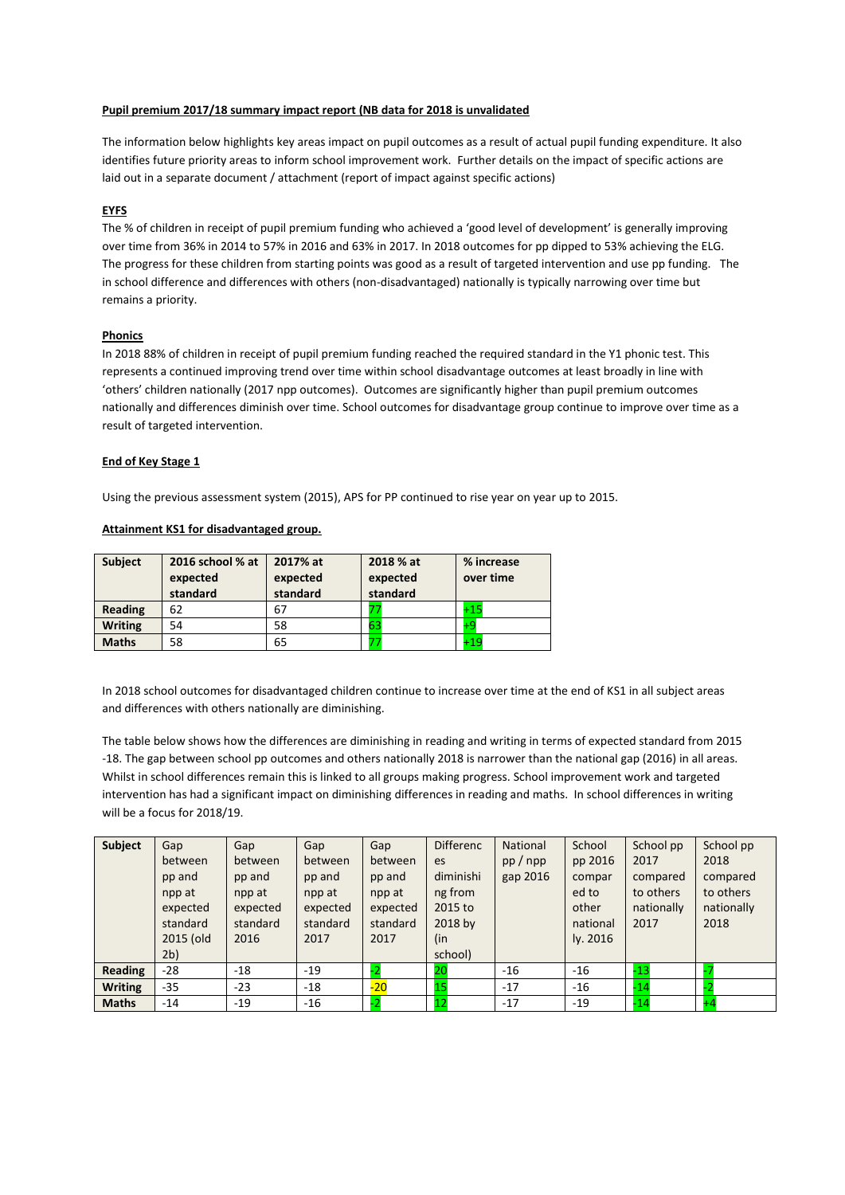**Pupil premium 2017/18 summary impact report (NB data for 2018 is unvalidated**

The information below highlights key areas impact on pupil outcomes as a result of actual pupil funding expenditure. It also identifies future priority areas to inform school improvement work. Further details on the impact of specific actions are laid out in a separate document / attachment (report of impact against specific actions)

**EYFS**

The % of children in receipt of pupil premium funding who achieved a 'good level of development' is generally improving over time from 36% in 2014 to 57% in 2016 and 63% in 2017. In 2018 outcomes for pp dipped to 53% achieving the ELG. The progress for these children from starting points was good as a result of targeted intervention and use pp funding. The in school difference and differences with others (non-disadvantaged) nationally is typically narrowing over time but remains a priority.

**Phonics**

In 2018 88% of children in receipt of pupil premium funding reached the required standard in the Y1 phonic test. This represents a continued improving trend over time within school disadvantage outcomes at least broadly in line with 'others' children nationally (2017 npp outcomes). Outcomes are significantly higher than pupil premium outcomes nationally and differences diminish over time. School outcomes for disadvantage group continue to improve over time as a result of targeted intervention.

**End of Key Stage 1**

Using the previous assessment system (2015), APS for PP continued to rise year on year up to 2015.

**Attainment KS1 for disadvantaged group.**

| Subject | 2016 school % at expected standard | 2017% at expected standard | 2018 % at expected standard | % increase over time |
|---|---|---|---|---|
| Reading | 62 | 67 | 77 | +15 |
| Writing | 54 | 58 | 63 | +9 |
| Maths | 58 | 65 | 77 | +19 |

In 2018 school outcomes for disadvantaged children continue to increase over time at the end of KS1 in all subject areas and differences with others nationally are diminishing.

The table below shows how the differences are diminishing in reading and writing in terms of expected standard from 2015 -18. The gap between school pp outcomes and others nationally 2018 is narrower than the national gap (2016) in all areas. Whilst in school differences remain this is linked to all groups making progress. School improvement work and targeted intervention has had a significant impact on diminishing differences in reading and maths. In school differences in writing will be a focus for 2018/19.

| Subject | Gap between pp and npp at expected standard 2015 (old 2b) | Gap between pp and npp at expected standard 2016 | Gap between pp and npp at expected standard 2017 | Gap between pp and npp at expected standard 2017 | Differences diminishing from 2015 to 2018 by (in school) | National pp / npp gap 2016 | School pp 2016 compared to other nationally. 2016 | School pp 2017 compared to others nationally 2017 | School pp 2018 compared to others nationally 2018 |
|---|---|---|---|---|---|---|---|---|---|
| Reading | -28 | -18 | -19 | -2 | 20 | -16 | -16 | -13 | -7 |
| Writing | -35 | -23 | -18 | -20 | 15 | -17 | -16 | -14 | -2 |
| Maths | -14 | -19 | -16 | -2 | 12 | -17 | -19 | -14 | +4 |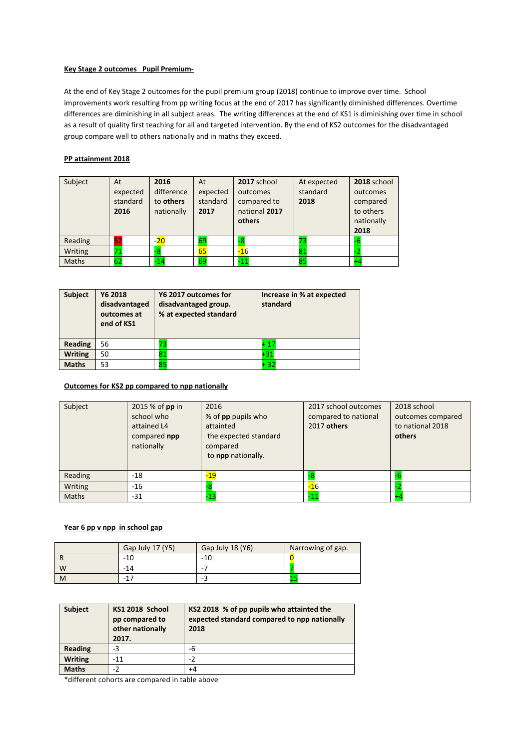**Key Stage 2 outcomes Pupil Premium-**

At the end of Key Stage 2 outcomes for the pupil premium group (2018) continue to improve over time. School improvements work resulting from pp writing focus at the end of 2017 has significantly diminished differences. Overtime differences are diminishing in all subject areas. The writing differences at the end of KS1 is diminishing over time in school as a result of quality first teaching for all and targeted intervention. By the end of KS2 outcomes for the disadvantaged group compare well to others nationally and in maths they exceed.

**PP attainment 2018**

| Subject | At expected standard **2016** | **2016** difference to **others** nationally | At expected standard **2017** | **2017** school outcomes compared to national **2017 others** | At expected standard **2018** | **2018** school outcomes compared to others nationally **2018** |
|---|---|---|---|---|---|---|
| Reading | 52 | -20 | 69 | -8 | 73 | -6 |
| Writing | 71 | -8 | 65 | -16 | 81 | -2 |
| Maths | 62 | -14 | 69 | -11 | 85 | +4 |

| **Subject** | **Y6 2018 disadvantaged outcomes at end of KS1** | **Y6 2017 outcomes for disadvantaged group. % at expected standard** | **Increase in % at expected standard** |
|---|---|---|---|
| **Reading** | 56 | 73 | + 17 |
| **Writing** | 50 | 81 | +31 |
| **Maths** | 53 | 85 | + 32 |

**Outcomes for KS2 pp compared to npp nationally**

| Subject | 2015 % of **pp** in school who attained L4 compared **npp** nationally | 2016 % of **pp** pupils who attainted the expected standard compared to **npp** nationally. | 2017 school outcomes compared to national 2017 **others** | 2018 school outcomes compared to national 2018 **others** |
|---|---|---|---|---|
| Reading | -18 | -19 | -8 | -6 |
| Writing | -16 | -8 | -16 | -2 |
| Maths | -31 | -13 | -11 | +4 |

**Year 6 pp v npp in school gap**

| | Gap July 17 (Y5) | Gap July 18 (Y6) | Narrowing of gap. |
|---|---|---|---|
| R | -10 | -10 | 0 |
| W | -14 | -7 | 7 |
| M | -17 | -3 | 15 |

| **Subject** | **KS1 2018 School pp compared to other nationally 2017.** | **KS2 2018 % of pp pupils who attainted the expected standard compared to npp nationally 2018** |
|---|---|---|
| **Reading** | -3 | -6 |
| **Writing** | -11 | -2 |
| **Maths** | -2 | +4 |

*different cohorts are compared in table above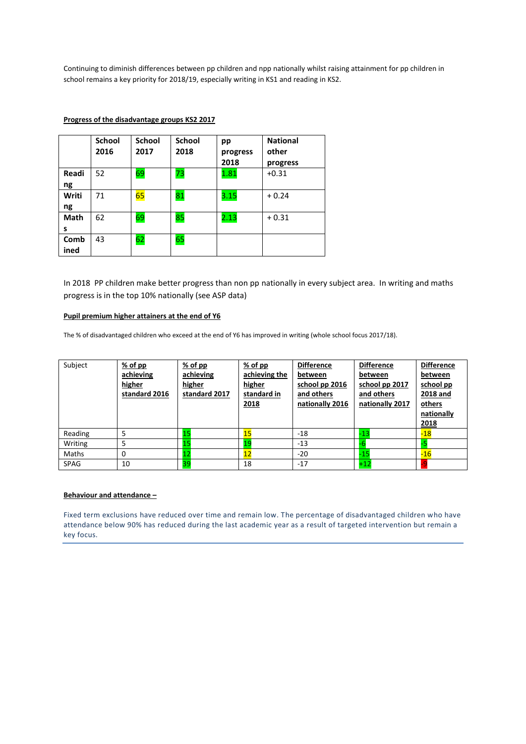Continuing to diminish differences between pp children and npp nationally whilst raising attainment for pp children in school remains a key priority for 2018/19, especially writing in KS1 and reading in KS2.

**Progress of the disadvantage groups KS2 2017**

| | School 2016 | School 2017 | School 2018 | pp progress 2018 | National other progress |
|---|---|---|---|---|---|
| Reading | 52 | 69 | 73 | 1.81 | +0.31 |
| Writing | 71 | 65 | 81 | 3.15 | + 0.24 |
| Maths | 62 | 69 | 85 | 2.13 | + 0.31 |
| Combined | 43 | 62 | 65 | | |

In 2018 PP children make better progress than non pp nationally in every subject area. In writing and maths progress is in the top 10% nationally (see ASP data)

**Pupil premium higher attainers at the end of Y6**

The % of disadvantaged children who exceed at the end of Y6 has improved in writing (whole school focus 2017/18).

| Subject | % of pp achieving higher standard 2016 | % of pp achieving higher standard 2017 | % of pp achieving the higher standard in 2018 | Difference between school pp 2016 and others nationally 2016 | Difference between school pp 2017 and others nationally 2017 | Difference between school pp 2018 and others nationally 2018 |
|---|---|---|---|---|---|---|
| Reading | 5 | 15 | 15 | -18 | -13 | -18 |
| Writing | 5 | 15 | 19 | -13 | -6 | -5 |
| Maths | 0 | 12 | 12 | -20 | -15 | -16 |
| SPAG | 10 | 39 | 18 | -17 | +12 | -9 |

**Behaviour and attendance –**

Fixed term exclusions have reduced over time and remain low. The percentage of disadvantaged children who have attendance below 90% has reduced during the last academic year as a result of targeted intervention but remain a key focus.